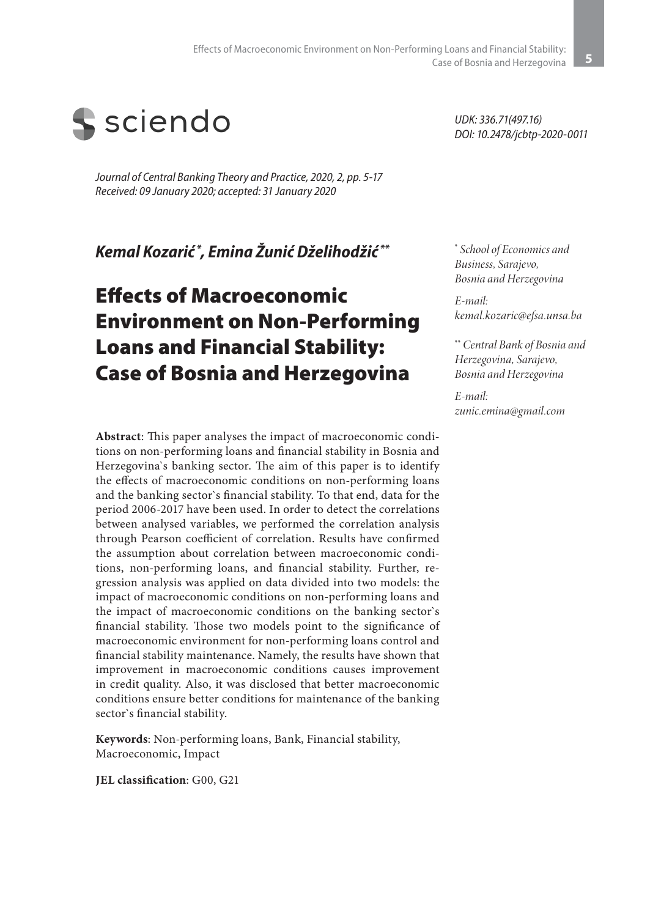sciendo

*UDK: 336.71(497.16)*
*DOI: 10.2478/jcbtp-2020-0011*

*Journal of Central Banking Theory and Practice, 2020, 2, pp. 5-17*
*Received: 09 January 2020; accepted: 31 January 2020*

***Kemal Kozarić [\*], Emina Žunić Dželihodžić [\*\*]***

# Effects of Macroeconomic Environment on Non-Performing Loans and Financial Stability: Case of Bosnia and Herzegovina

[\*] *School of Economics and Business, Sarajevo, Bosnia and Herzegovina*

*E-mail: kemal.kozaric@efsa.unsa.ba*

[\*\*] *Central Bank of Bosnia and Herzegovina, Sarajevo, Bosnia and Herzegovina*

*E-mail: zunic.emina@gmail.com*

**Abstract**: This paper analyses the impact of macroeconomic conditions on non-performing loans and financial stability in Bosnia and Herzegovina`s banking sector. The aim of this paper is to identify the effects of macroeconomic conditions on non-performing loans and the banking sector`s financial stability. To that end, data for the period 2006-2017 have been used. In order to detect the correlations between analysed variables, we performed the correlation analysis through Pearson coefficient of correlation. Results have confirmed the assumption about correlation between macroeconomic conditions, non-performing loans, and financial stability. Further, regression analysis was applied on data divided into two models: the impact of macroeconomic conditions on non-performing loans and the impact of macroeconomic conditions on the banking sector`s financial stability. Those two models point to the significance of macroeconomic environment for non-performing loans control and financial stability maintenance. Namely, the results have shown that improvement in macroeconomic conditions causes improvement in credit quality. Also, it was disclosed that better macroeconomic conditions ensure better conditions for maintenance of the banking sector`s financial stability.

**Keywords**: Non-performing loans, Bank, Financial stability, Macroeconomic, Impact

**JEL classification**: G00, G21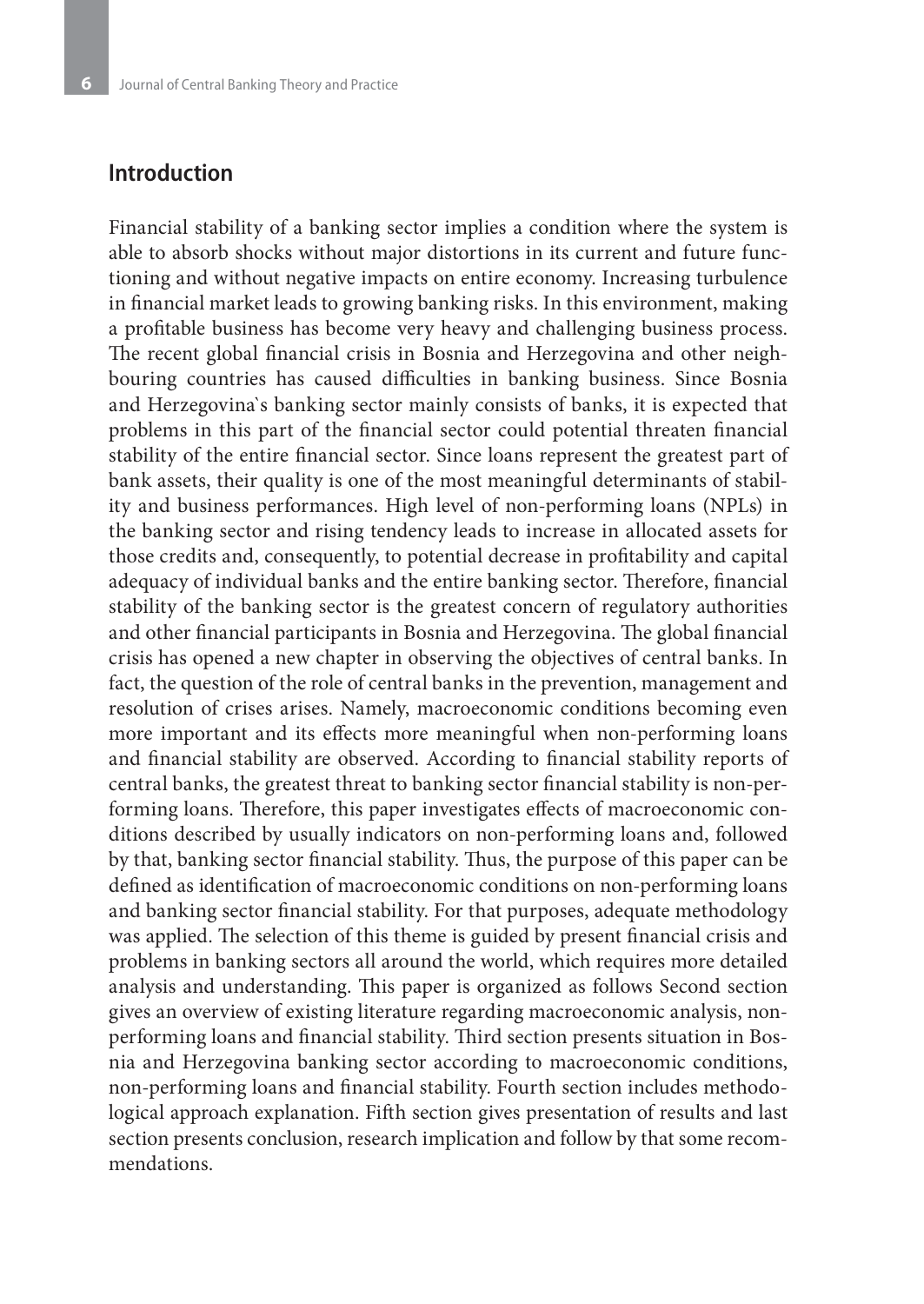## Introduction

Financial stability of a banking sector implies a condition where the system is able to absorb shocks without major distortions in its current and future functioning and without negative impacts on entire economy. Increasing turbulence in financial market leads to growing banking risks. In this environment, making a profitable business has become very heavy and challenging business process. The recent global financial crisis in Bosnia and Herzegovina and other neighbouring countries has caused difficulties in banking business. Since Bosnia and Herzegovina`s banking sector mainly consists of banks, it is expected that problems in this part of the financial sector could potential threaten financial stability of the entire financial sector. Since loans represent the greatest part of bank assets, their quality is one of the most meaningful determinants of stability and business performances. High level of non-performing loans (NPLs) in the banking sector and rising tendency leads to increase in allocated assets for those credits and, consequently, to potential decrease in profitability and capital adequacy of individual banks and the entire banking sector. Therefore, financial stability of the banking sector is the greatest concern of regulatory authorities and other financial participants in Bosnia and Herzegovina. The global financial crisis has opened a new chapter in observing the objectives of central banks. In fact, the question of the role of central banks in the prevention, management and resolution of crises arises. Namely, macroeconomic conditions becoming even more important and its effects more meaningful when non-performing loans and financial stability are observed. According to financial stability reports of central banks, the greatest threat to banking sector financial stability is non-performing loans. Therefore, this paper investigates effects of macroeconomic conditions described by usually indicators on non-performing loans and, followed by that, banking sector financial stability. Thus, the purpose of this paper can be defined as identification of macroeconomic conditions on non-performing loans and banking sector financial stability. For that purposes, adequate methodology was applied. The selection of this theme is guided by present financial crisis and problems in banking sectors all around the world, which requires more detailed analysis and understanding. This paper is organized as follows Second section gives an overview of existing literature regarding macroeconomic analysis, non-performing loans and financial stability. Third section presents situation in Bosnia and Herzegovina banking sector according to macroeconomic conditions, non-performing loans and financial stability. Fourth section includes methodological approach explanation. Fifth section gives presentation of results and last section presents conclusion, research implication and follow by that some recommendations.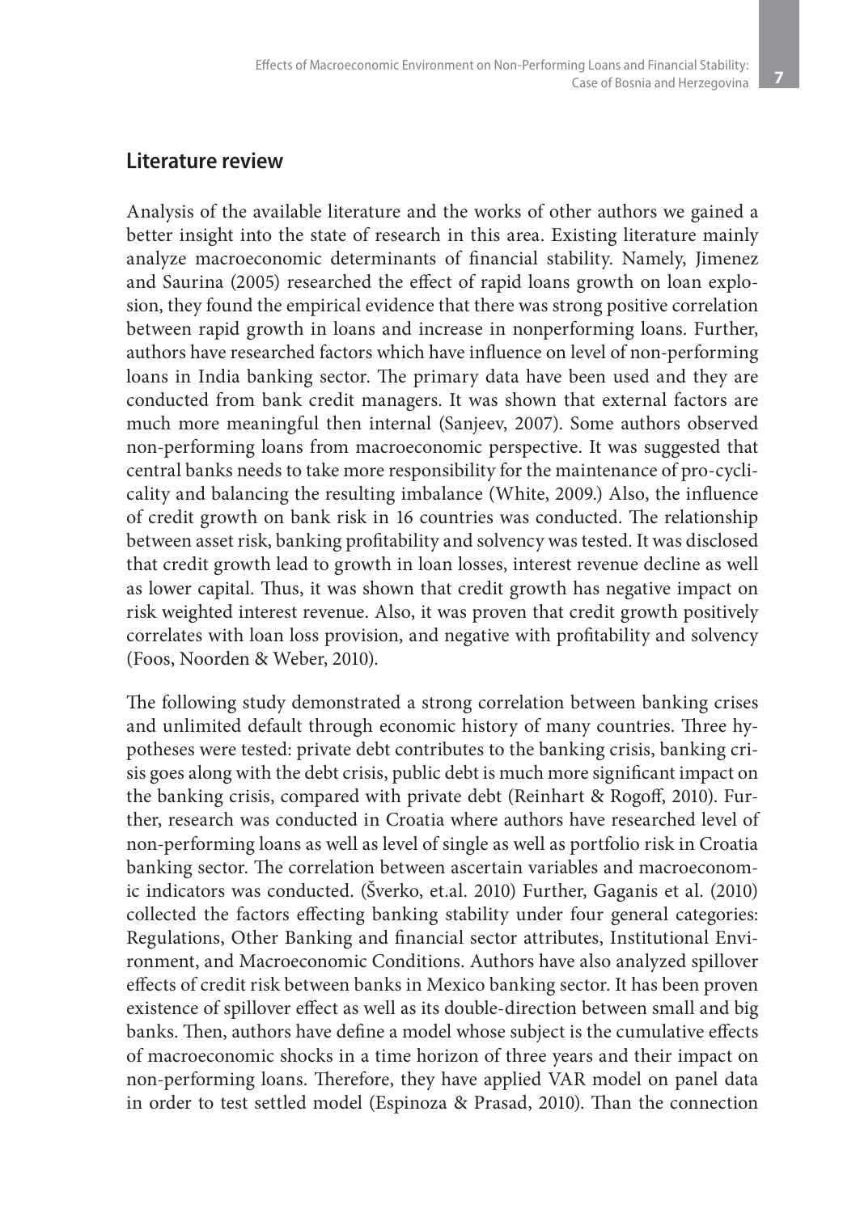## Literature review

Analysis of the available literature and the works of other authors we gained a better insight into the state of research in this area. Existing literature mainly analyze macroeconomic determinants of financial stability. Namely, Jimenez and Saurina (2005) researched the effect of rapid loans growth on loan explosion, they found the empirical evidence that there was strong positive correlation between rapid growth in loans and increase in nonperforming loans. Further, authors have researched factors which have influence on level of non-performing loans in India banking sector. The primary data have been used and they are conducted from bank credit managers. It was shown that external factors are much more meaningful then internal (Sanjeev, 2007). Some authors observed non-performing loans from macroeconomic perspective. It was suggested that central banks needs to take more responsibility for the maintenance of pro-cyclicality and balancing the resulting imbalance (White, 2009.) Also, the influence of credit growth on bank risk in 16 countries was conducted. The relationship between asset risk, banking profitability and solvency was tested. It was disclosed that credit growth lead to growth in loan losses, interest revenue decline as well as lower capital. Thus, it was shown that credit growth has negative impact on risk weighted interest revenue. Also, it was proven that credit growth positively correlates with loan loss provision, and negative with profitability and solvency (Foos, Noorden & Weber, 2010).

The following study demonstrated a strong correlation between banking crises and unlimited default through economic history of many countries. Three hypotheses were tested: private debt contributes to the banking crisis, banking crisis goes along with the debt crisis, public debt is much more significant impact on the banking crisis, compared with private debt (Reinhart & Rogoff, 2010). Further, research was conducted in Croatia where authors have researched level of non-performing loans as well as level of single as well as portfolio risk in Croatia banking sector. The correlation between ascertain variables and macroeconomic indicators was conducted. (Šverko, et.al. 2010) Further, Gaganis et al. (2010) collected the factors effecting banking stability under four general categories: Regulations, Other Banking and financial sector attributes, Institutional Environment, and Macroeconomic Conditions. Authors have also analyzed spillover effects of credit risk between banks in Mexico banking sector. It has been proven existence of spillover effect as well as its double-direction between small and big banks. Then, authors have define a model whose subject is the cumulative effects of macroeconomic shocks in a time horizon of three years and their impact on non-performing loans. Therefore, they have applied VAR model on panel data in order to test settled model (Espinoza & Prasad, 2010). Than the connection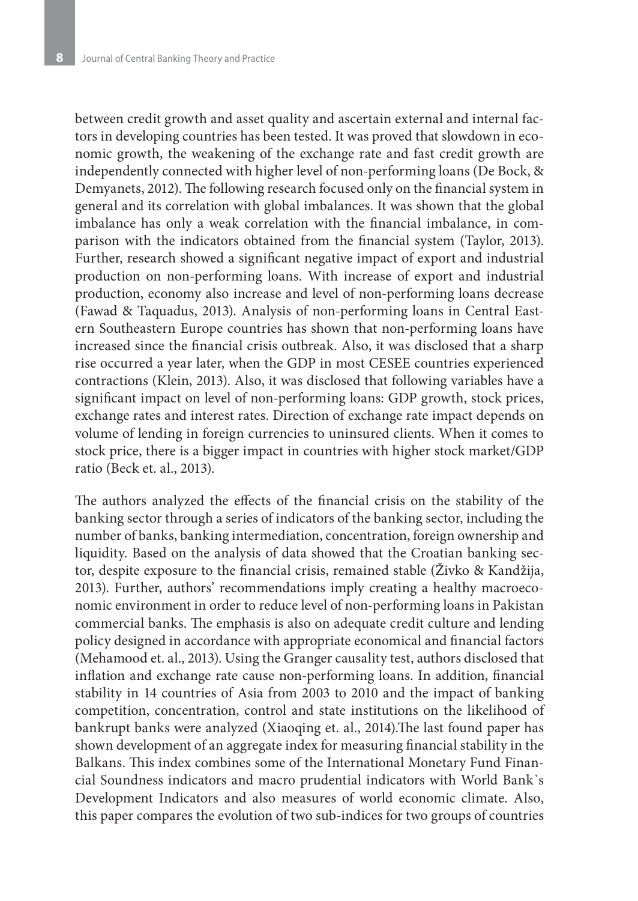between credit growth and asset quality and ascertain external and internal factors in developing countries has been tested. It was proved that slowdown in economic growth, the weakening of the exchange rate and fast credit growth are independently connected with higher level of non-performing loans (De Bock, & Demyanets, 2012). The following research focused only on the financial system in general and its correlation with global imbalances. It was shown that the global imbalance has only a weak correlation with the financial imbalance, in comparison with the indicators obtained from the financial system (Taylor, 2013). Further, research showed a significant negative impact of export and industrial production on non-performing loans. With increase of export and industrial production, economy also increase and level of non-performing loans decrease (Fawad & Taquadus, 2013). Analysis of non-performing loans in Central Eastern Southeastern Europe countries has shown that non-performing loans have increased since the financial crisis outbreak. Also, it was disclosed that a sharp rise occurred a year later, when the GDP in most CESEE countries experienced contractions (Klein, 2013). Also, it was disclosed that following variables have a significant impact on level of non-performing loans: GDP growth, stock prices, exchange rates and interest rates. Direction of exchange rate impact depends on volume of lending in foreign currencies to uninsured clients. When it comes to stock price, there is a bigger impact in countries with higher stock market/GDP ratio (Beck et. al., 2013).

The authors analyzed the effects of the financial crisis on the stability of the banking sector through a series of indicators of the banking sector, including the number of banks, banking intermediation, concentration, foreign ownership and liquidity. Based on the analysis of data showed that the Croatian banking sector, despite exposure to the financial crisis, remained stable (Živko & Kandžija, 2013). Further, authors' recommendations imply creating a healthy macroeconomic environment in order to reduce level of non-performing loans in Pakistan commercial banks. The emphasis is also on adequate credit culture and lending policy designed in accordance with appropriate economical and financial factors (Mehamood et. al., 2013). Using the Granger causality test, authors disclosed that inflation and exchange rate cause non-performing loans. In addition, financial stability in 14 countries of Asia from 2003 to 2010 and the impact of banking competition, concentration, control and state institutions on the likelihood of bankrupt banks were analyzed (Xiaoqing et. al., 2014).The last found paper has shown development of an aggregate index for measuring financial stability in the Balkans. This index combines some of the International Monetary Fund Financial Soundness indicators and macro prudential indicators with World Bank`s Development Indicators and also measures of world economic climate. Also, this paper compares the evolution of two sub-indices for two groups of countries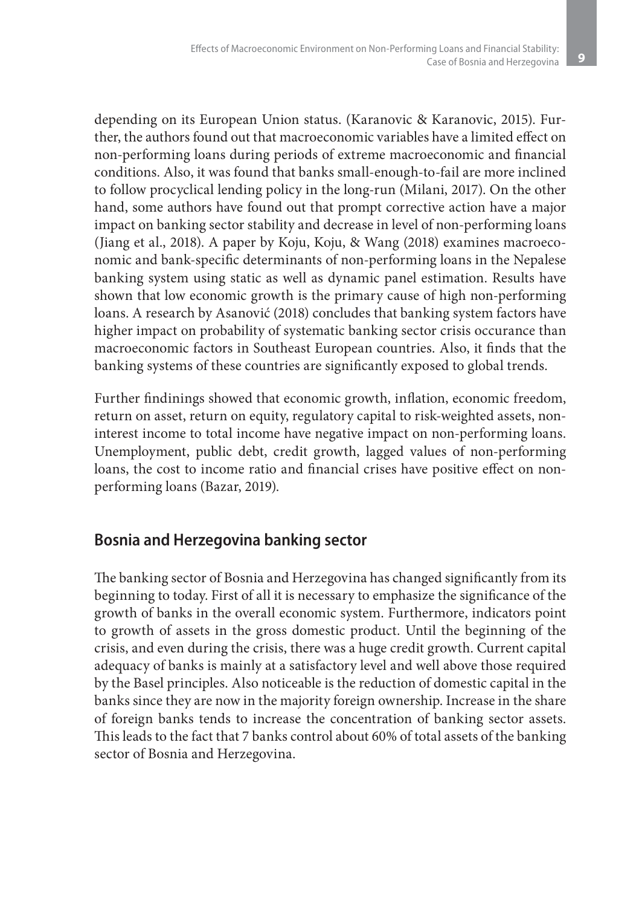depending on its European Union status. (Karanovic & Karanovic, 2015). Further, the authors found out that macroeconomic variables have a limited effect on non-performing loans during periods of extreme macroeconomic and financial conditions. Also, it was found that banks small-enough-to-fail are more inclined to follow procyclical lending policy in the long-run (Milani, 2017). On the other hand, some authors have found out that prompt corrective action have a major impact on banking sector stability and decrease in level of non-performing loans (Jiang et al., 2018). A paper by Koju, Koju, & Wang (2018) examines macroeconomic and bank-specific determinants of non-performing loans in the Nepalese banking system using static as well as dynamic panel estimation. Results have shown that low economic growth is the primary cause of high non-performing loans. A research by Asanović (2018) concludes that banking system factors have higher impact on probability of systematic banking sector crisis occurance than macroeconomic factors in Southeast European countries. Also, it finds that the banking systems of these countries are significantly exposed to global trends.

Further findinings showed that economic growth, inflation, economic freedom, return on asset, return on equity, regulatory capital to risk-weighted assets, non-interest income to total income have negative impact on non-performing loans. Unemployment, public debt, credit growth, lagged values of non-performing loans, the cost to income ratio and financial crises have positive effect on non-performing loans (Bazar, 2019).

## Bosnia and Herzegovina banking sector

The banking sector of Bosnia and Herzegovina has changed significantly from its beginning to today. First of all it is necessary to emphasize the significance of the growth of banks in the overall economic system. Furthermore, indicators point to growth of assets in the gross domestic product. Until the beginning of the crisis, and even during the crisis, there was a huge credit growth. Current capital adequacy of banks is mainly at a satisfactory level and well above those required by the Basel principles. Also noticeable is the reduction of domestic capital in the banks since they are now in the majority foreign ownership. Increase in the share of foreign banks tends to increase the concentration of banking sector assets. This leads to the fact that 7 banks control about 60% of total assets of the banking sector of Bosnia and Herzegovina.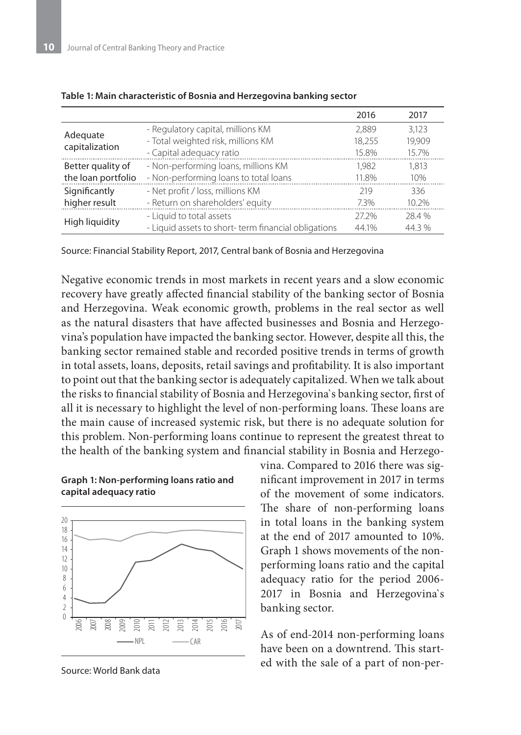**Table 1: Main characteristic of Bosnia and Herzegovina banking sector**

| | | 2016 | 2017 |
|---|---|---|---|
| Adequate capitalization | - Regulatory capital, millions KM | 2,889 | 3,123 |
| | - Total weighted risk, millions KM | 18,255 | 19,909 |
| | - Capital adequacy ratio | 15.8% | 15.7% |
| Better quality of the loan portfolio | - Non-performing loans, millions KM | 1,982 | 1,813 |
| | - Non-performing loans to total loans | 11.8% | 10% |
| Significantly higher result | - Net profit / loss, millions KM | 219 | 336 |
| | - Return on shareholders' equity | 7.3% | 10.2% |
| High liquidity | - Liquid to total assets | 27.2% | 28.4 % |
| | - Liquid assets to short- term financial obligations | 44.1% | 44.3 % |

Source: Financial Stability Report, 2017, Central bank of Bosnia and Herzegovina

Negative economic trends in most markets in recent years and a slow economic recovery have greatly affected financial stability of the banking sector of Bosnia and Herzegovina. Weak economic growth, problems in the real sector as well as the natural disasters that have affected businesses and Bosnia and Herzegovina's population have impacted the banking sector. However, despite all this, the banking sector remained stable and recorded positive trends in terms of growth in total assets, loans, deposits, retail savings and profitability. It is also important to point out that the banking sector is adequately capitalized. When we talk about the risks to financial stability of Bosnia and Herzegovina`s banking sector, first of all it is necessary to highlight the level of non-performing loans. These loans are the main cause of increased systemic risk, but there is no adequate solution for this problem. Non-performing loans continue to represent the greatest threat to the health of the banking system and financial stability in Bosnia and Herzegovina. Compared to 2016 there was significant improvement in 2017 in terms of the movement of some indicators. The share of non-performing loans in total loans in the banking system at the end of 2017 amounted to 10%. Graph 1 shows movements of the non-performing loans ratio and the capital adequacy ratio for the period 2006-2017 in Bosnia and Herzegovina`s banking sector.

**Graph 1: Non-performing loans ratio and capital adequacy ratio**

Source: World Bank data

As of end-2014 non-performing loans have been on a downtrend. This started with the sale of a part of non-per-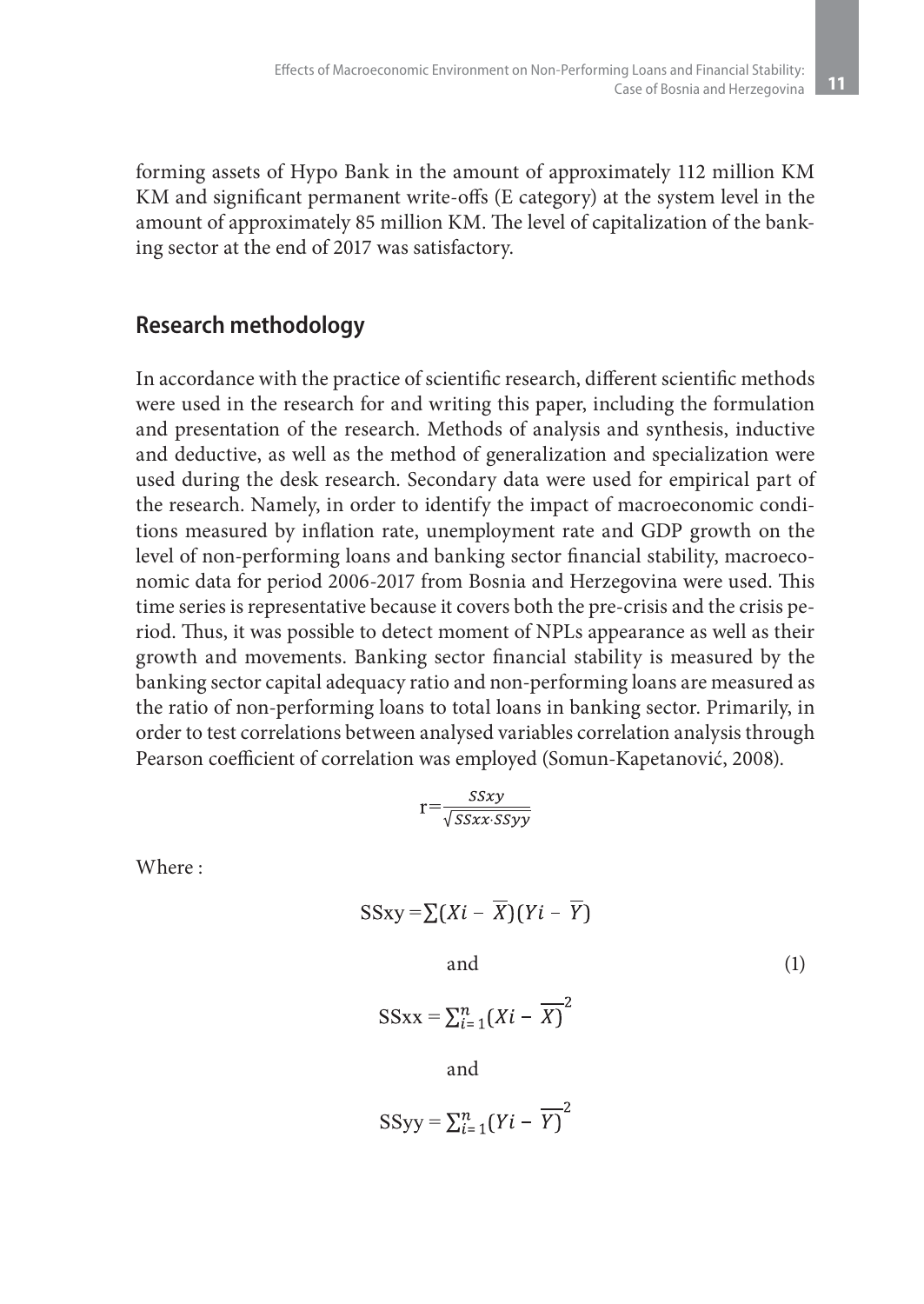forming assets of Hypo Bank in the amount of approximately 112 million KM KM and significant permanent write-offs (E category) at the system level in the amount of approximately 85 million KM. The level of capitalization of the banking sector at the end of 2017 was satisfactory.

## Research methodology

In accordance with the practice of scientific research, different scientific methods were used in the research for and writing this paper, including the formulation and presentation of the research. Methods of analysis and synthesis, inductive and deductive, as well as the method of generalization and specialization were used during the desk research. Secondary data were used for empirical part of the research. Namely, in order to identify the impact of macroeconomic conditions measured by inflation rate, unemployment rate and GDP growth on the level of non-performing loans and banking sector financial stability, macroeconomic data for period 2006-2017 from Bosnia and Herzegovina were used. This time series is representative because it covers both the pre-crisis and the crisis period. Thus, it was possible to detect moment of NPLs appearance as well as their growth and movements. Banking sector financial stability is measured by the banking sector capital adequacy ratio and non-performing loans are measured as the ratio of non-performing loans to total loans in banking sector. Primarily, in order to test correlations between analysed variables correlation analysis through Pearson coefficient of correlation was employed (Somun-Kapetanović, 2008).

$$r = \frac{SSxy}{\sqrt{SSxx \cdot SSyy}}$$

Where :

$$SSxy = \sum (Xi - \overline{X})(Yi - \overline{Y})$$

and (1)

$$SSxx = \sum_{i=1}^{n} (Xi - \overline{X})^2$$

and

$$SSyy = \sum_{i=1}^{n} (Yi - \overline{Y})^2$$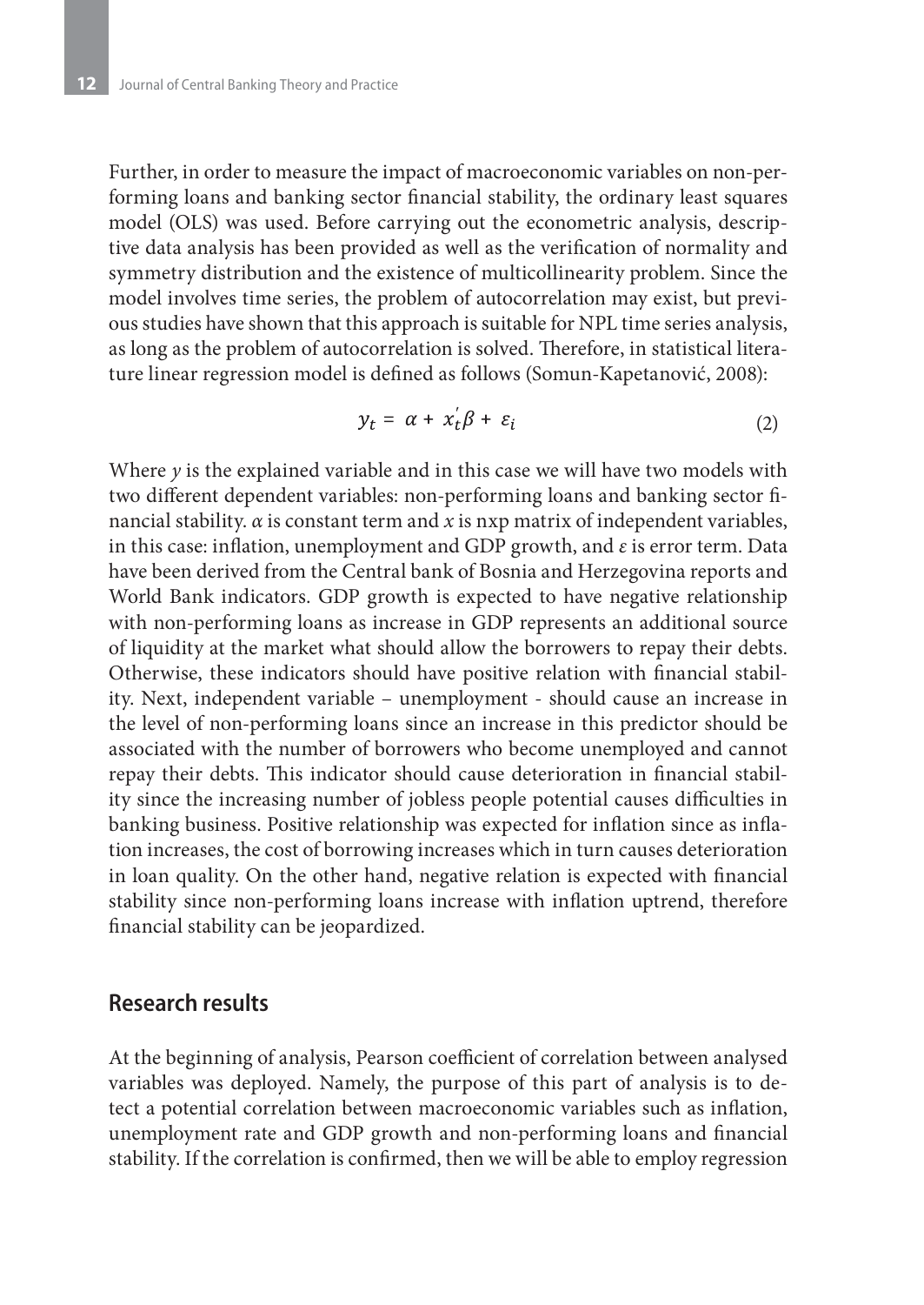Further, in order to measure the impact of macroeconomic variables on non-performing loans and banking sector financial stability, the ordinary least squares model (OLS) was used. Before carrying out the econometric analysis, descriptive data analysis has been provided as well as the verification of normality and symmetry distribution and the existence of multicollinearity problem. Since the model involves time series, the problem of autocorrelation may exist, but previous studies have shown that this approach is suitable for NPL time series analysis, as long as the problem of autocorrelation is solved. Therefore, in statistical literature linear regression model is defined as follows (Somun-Kapetanović, 2008):

$$y_t = \alpha + x_t^{'}\beta + \varepsilon_i \tag{2}$$

Where $y$ is the explained variable and in this case we will have two models with two different dependent variables: non-performing loans and banking sector financial stability. $\alpha$ is constant term and $x$ is nxp matrix of independent variables, in this case: inflation, unemployment and GDP growth, and $\varepsilon$ is error term. Data have been derived from the Central bank of Bosnia and Herzegovina reports and World Bank indicators. GDP growth is expected to have negative relationship with non-performing loans as increase in GDP represents an additional source of liquidity at the market what should allow the borrowers to repay their debts. Otherwise, these indicators should have positive relation with financial stability. Next, independent variable – unemployment - should cause an increase in the level of non-performing loans since an increase in this predictor should be associated with the number of borrowers who become unemployed and cannot repay their debts. This indicator should cause deterioration in financial stability since the increasing number of jobless people potential causes difficulties in banking business. Positive relationship was expected for inflation since as inflation increases, the cost of borrowing increases which in turn causes deterioration in loan quality. On the other hand, negative relation is expected with financial stability since non-performing loans increase with inflation uptrend, therefore financial stability can be jeopardized.

## Research results

At the beginning of analysis, Pearson coefficient of correlation between analysed variables was deployed. Namely, the purpose of this part of analysis is to detect a potential correlation between macroeconomic variables such as inflation, unemployment rate and GDP growth and non-performing loans and financial stability. If the correlation is confirmed, then we will be able to employ regression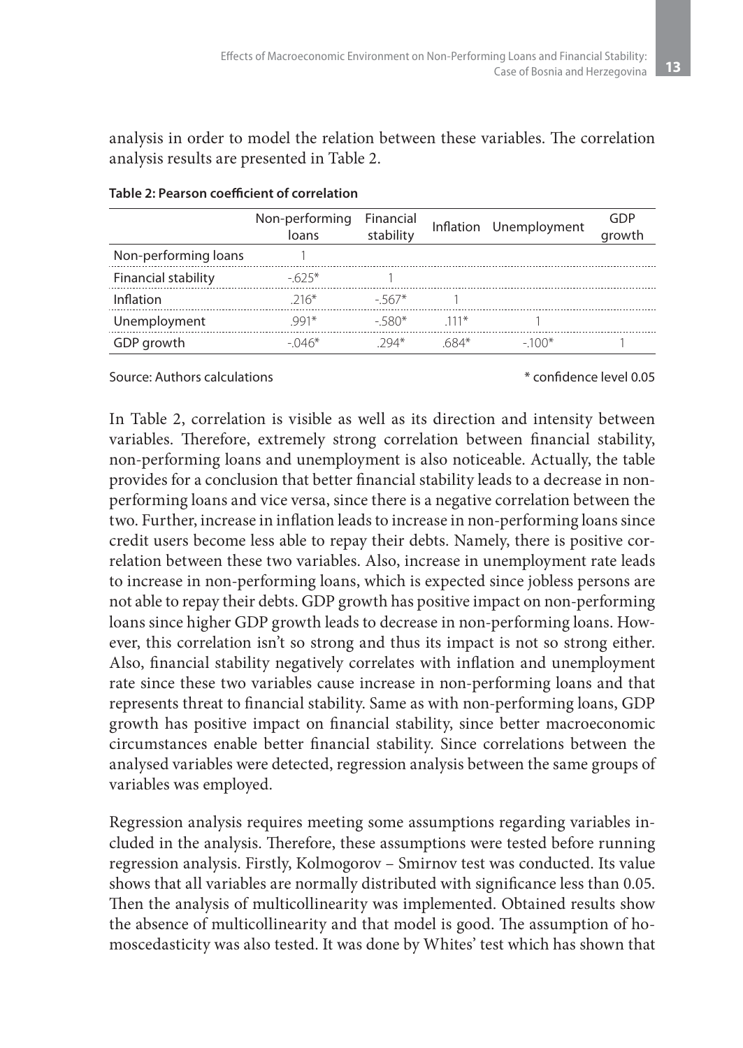analysis in order to model the relation between these variables. The correlation analysis results are presented in Table 2.

**Table 2: Pearson coefficient of correlation**

| | Non-performing loans | Financial stability | Inflation | Unemployment | GDP growth |
|---|---|---|---|---|---|
| Non-performing loans | 1 | | | | |
| Financial stability | -.625* | 1 | | | |
| Inflation | .216* | -.567* | 1 | | |
| Unemployment | .991* | -.580* | .111* | 1 | |
| GDP growth | -.046* | .294* | .684* | -.100* | 1 |

Source: Authors calculations   * confidence level 0.05

In Table 2, correlation is visible as well as its direction and intensity between variables. Therefore, extremely strong correlation between financial stability, non-performing loans and unemployment is also noticeable. Actually, the table provides for a conclusion that better financial stability leads to a decrease in non-performing loans and vice versa, since there is a negative correlation between the two. Further, increase in inflation leads to increase in non-performing loans since credit users become less able to repay their debts. Namely, there is positive correlation between these two variables. Also, increase in unemployment rate leads to increase in non-performing loans, which is expected since jobless persons are not able to repay their debts. GDP growth has positive impact on non-performing loans since higher GDP growth leads to decrease in non-performing loans. However, this correlation isn't so strong and thus its impact is not so strong either. Also, financial stability negatively correlates with inflation and unemployment rate since these two variables cause increase in non-performing loans and that represents threat to financial stability. Same as with non-performing loans, GDP growth has positive impact on financial stability, since better macroeconomic circumstances enable better financial stability. Since correlations between the analysed variables were detected, regression analysis between the same groups of variables was employed.

Regression analysis requires meeting some assumptions regarding variables included in the analysis. Therefore, these assumptions were tested before running regression analysis. Firstly, Kolmogorov – Smirnov test was conducted. Its value shows that all variables are normally distributed with significance less than 0.05. Then the analysis of multicollinearity was implemented. Obtained results show the absence of multicollinearity and that model is good. The assumption of homoscedasticity was also tested. It was done by Whites' test which has shown that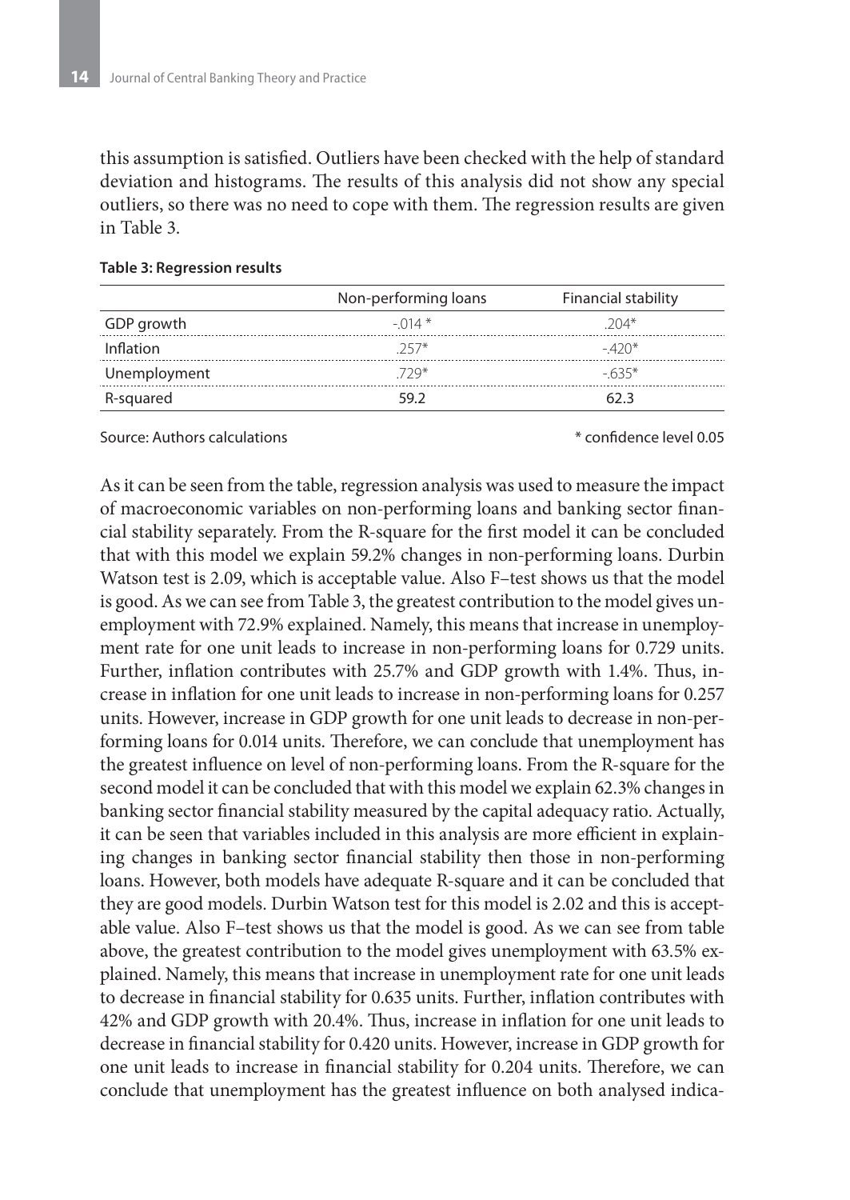this assumption is satisfied. Outliers have been checked with the help of standard deviation and histograms. The results of this analysis did not show any special outliers, so there was no need to cope with them. The regression results are given in Table 3.

**Table 3: Regression results**

| | Non-performing loans | Financial stability |
|---|---|---|
| GDP growth | -.014 * | .204* |
| Inflation | .257* | -.420* |
| Unemployment | .729* | -.635* |
| R-squared | 59.2 | 62.3 |

Source: Authors calculations  * confidence level 0.05

As it can be seen from the table, regression analysis was used to measure the impact of macroeconomic variables on non-performing loans and banking sector financial stability separately. From the R-square for the first model it can be concluded that with this model we explain 59.2% changes in non-performing loans. Durbin Watson test is 2.09, which is acceptable value. Also F–test shows us that the model is good. As we can see from Table 3, the greatest contribution to the model gives unemployment with 72.9% explained. Namely, this means that increase in unemployment rate for one unit leads to increase in non-performing loans for 0.729 units. Further, inflation contributes with 25.7% and GDP growth with 1.4%. Thus, increase in inflation for one unit leads to increase in non-performing loans for 0.257 units. However, increase in GDP growth for one unit leads to decrease in non-performing loans for 0.014 units. Therefore, we can conclude that unemployment has the greatest influence on level of non-performing loans. From the R-square for the second model it can be concluded that with this model we explain 62.3% changes in banking sector financial stability measured by the capital adequacy ratio. Actually, it can be seen that variables included in this analysis are more efficient in explaining changes in banking sector financial stability then those in non-performing loans. However, both models have adequate R-square and it can be concluded that they are good models. Durbin Watson test for this model is 2.02 and this is acceptable value. Also F–test shows us that the model is good. As we can see from table above, the greatest contribution to the model gives unemployment with 63.5% explained. Namely, this means that increase in unemployment rate for one unit leads to decrease in financial stability for 0.635 units. Further, inflation contributes with 42% and GDP growth with 20.4%. Thus, increase in inflation for one unit leads to decrease in financial stability for 0.420 units. However, increase in GDP growth for one unit leads to increase in financial stability for 0.204 units. Therefore, we can conclude that unemployment has the greatest influence on both analysed indica-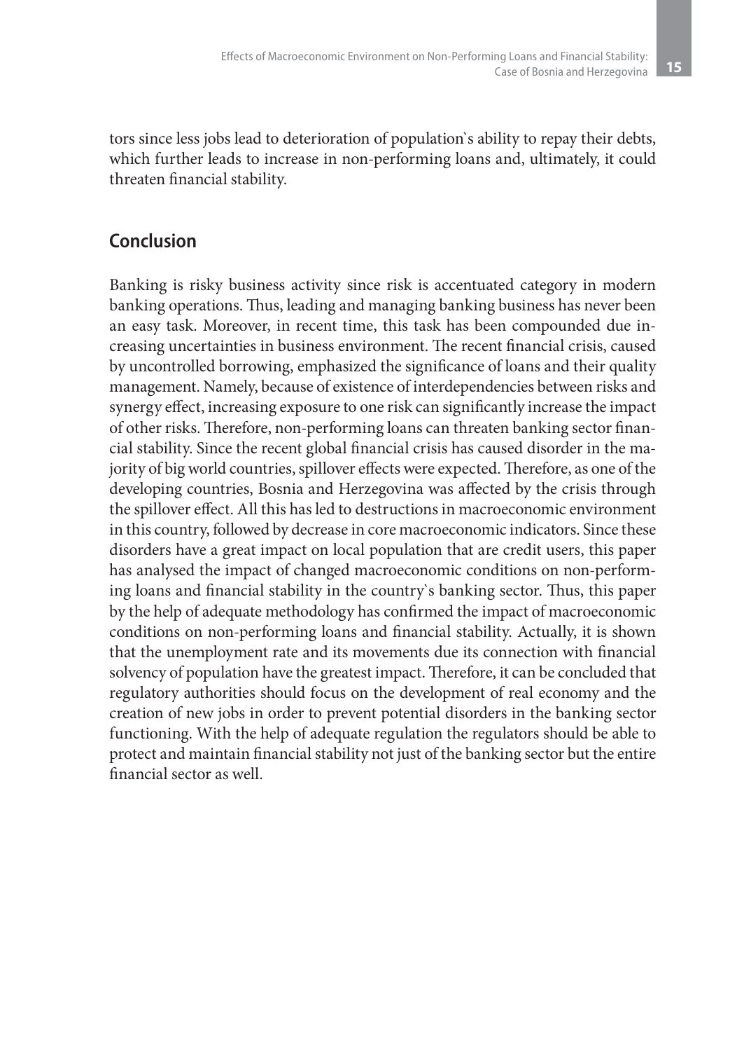tors since less jobs lead to deterioration of population`s ability to repay their debts, which further leads to increase in non-performing loans and, ultimately, it could threaten financial stability.

## Conclusion

Banking is risky business activity since risk is accentuated category in modern banking operations. Thus, leading and managing banking business has never been an easy task. Moreover, in recent time, this task has been compounded due increasing uncertainties in business environment. The recent financial crisis, caused by uncontrolled borrowing, emphasized the significance of loans and their quality management. Namely, because of existence of interdependencies between risks and synergy effect, increasing exposure to one risk can significantly increase the impact of other risks. Therefore, non-performing loans can threaten banking sector financial stability. Since the recent global financial crisis has caused disorder in the majority of big world countries, spillover effects were expected. Therefore, as one of the developing countries, Bosnia and Herzegovina was affected by the crisis through the spillover effect. All this has led to destructions in macroeconomic environment in this country, followed by decrease in core macroeconomic indicators. Since these disorders have a great impact on local population that are credit users, this paper has analysed the impact of changed macroeconomic conditions on non-performing loans and financial stability in the country`s banking sector. Thus, this paper by the help of adequate methodology has confirmed the impact of macroeconomic conditions on non-performing loans and financial stability. Actually, it is shown that the unemployment rate and its movements due its connection with financial solvency of population have the greatest impact. Therefore, it can be concluded that regulatory authorities should focus on the development of real economy and the creation of new jobs in order to prevent potential disorders in the banking sector functioning. With the help of adequate regulation the regulators should be able to protect and maintain financial stability not just of the banking sector but the entire financial sector as well.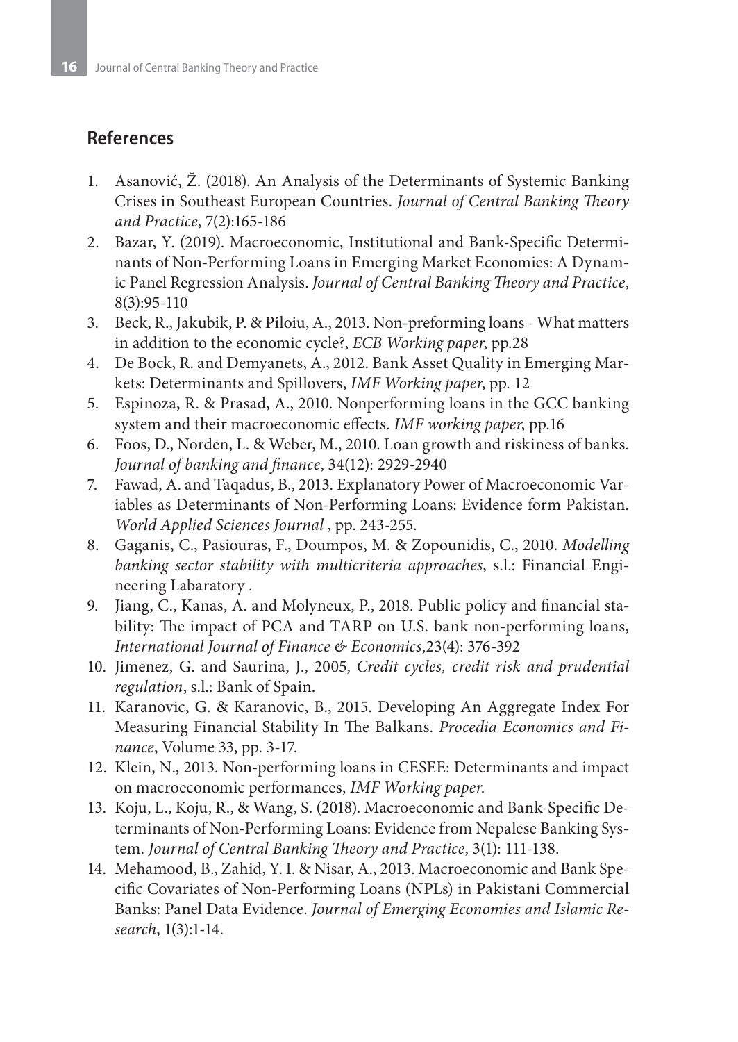## References

1. Asanović, Ž. (2018). An Analysis of the Determinants of Systemic Banking Crises in Southeast European Countries. *Journal of Central Banking Theory and Practice*, 7(2):165-186
2. Bazar, Y. (2019). Macroeconomic, Institutional and Bank-Specific Determinants of Non-Performing Loans in Emerging Market Economies: A Dynamic Panel Regression Analysis. *Journal of Central Banking Theory and Practice*, 8(3):95-110
3. Beck, R., Jakubik, P. & Piloiu, A., 2013. Non-preforming loans - What matters in addition to the economic cycle?, *ECB Working paper*, pp.28
4. De Bock, R. and Demyanets, A., 2012. Bank Asset Quality in Emerging Markets: Determinants and Spillovers, *IMF Working paper*, pp. 12
5. Espinoza, R. & Prasad, A., 2010. Nonperforming loans in the GCC banking system and their macroeconomic effects. *IMF working paper*, pp.16
6. Foos, D., Norden, L. & Weber, M., 2010. Loan growth and riskiness of banks. *Journal of banking and finance*, 34(12): 2929-2940
7. Fawad, A. and Taqadus, B., 2013. Explanatory Power of Macroeconomic Variables as Determinants of Non-Performing Loans: Evidence form Pakistan. *World Applied Sciences Journal* , pp. 243-255.
8. Gaganis, C., Pasiouras, F., Doumpos, M. & Zopounidis, C., 2010. *Modelling banking sector stability with multicriteria approaches*, s.l.: Financial Engineering Labaratory .
9. Jiang, C., Kanas, A. and Molyneux, P., 2018. Public policy and financial stability: The impact of PCA and TARP on U.S. bank non-performing loans, *International Journal of Finance & Economics*,23(4): 376-392
10. Jimenez, G. and Saurina, J., 2005, *Credit cycles, credit risk and prudential regulation*, s.l.: Bank of Spain.
11. Karanovic, G. & Karanovic, B., 2015. Developing An Aggregate Index For Measuring Financial Stability In The Balkans. *Procedia Economics and Finance*, Volume 33, pp. 3-17.
12. Klein, N., 2013. Non-performing loans in CESEE: Determinants and impact on macroeconomic performances, *IMF Working paper*.
13. Koju, L., Koju, R., & Wang, S. (2018). Macroeconomic and Bank-Specific Determinants of Non-Performing Loans: Evidence from Nepalese Banking System. *Journal of Central Banking Theory and Practice*, 3(1): 111-138.
14. Mehamood, B., Zahid, Y. I. & Nisar, A., 2013. Macroeconomic and Bank Specific Covariates of Non-Performing Loans (NPLs) in Pakistani Commercial Banks: Panel Data Evidence. *Journal of Emerging Economies and Islamic Research*, 1(3):1-14.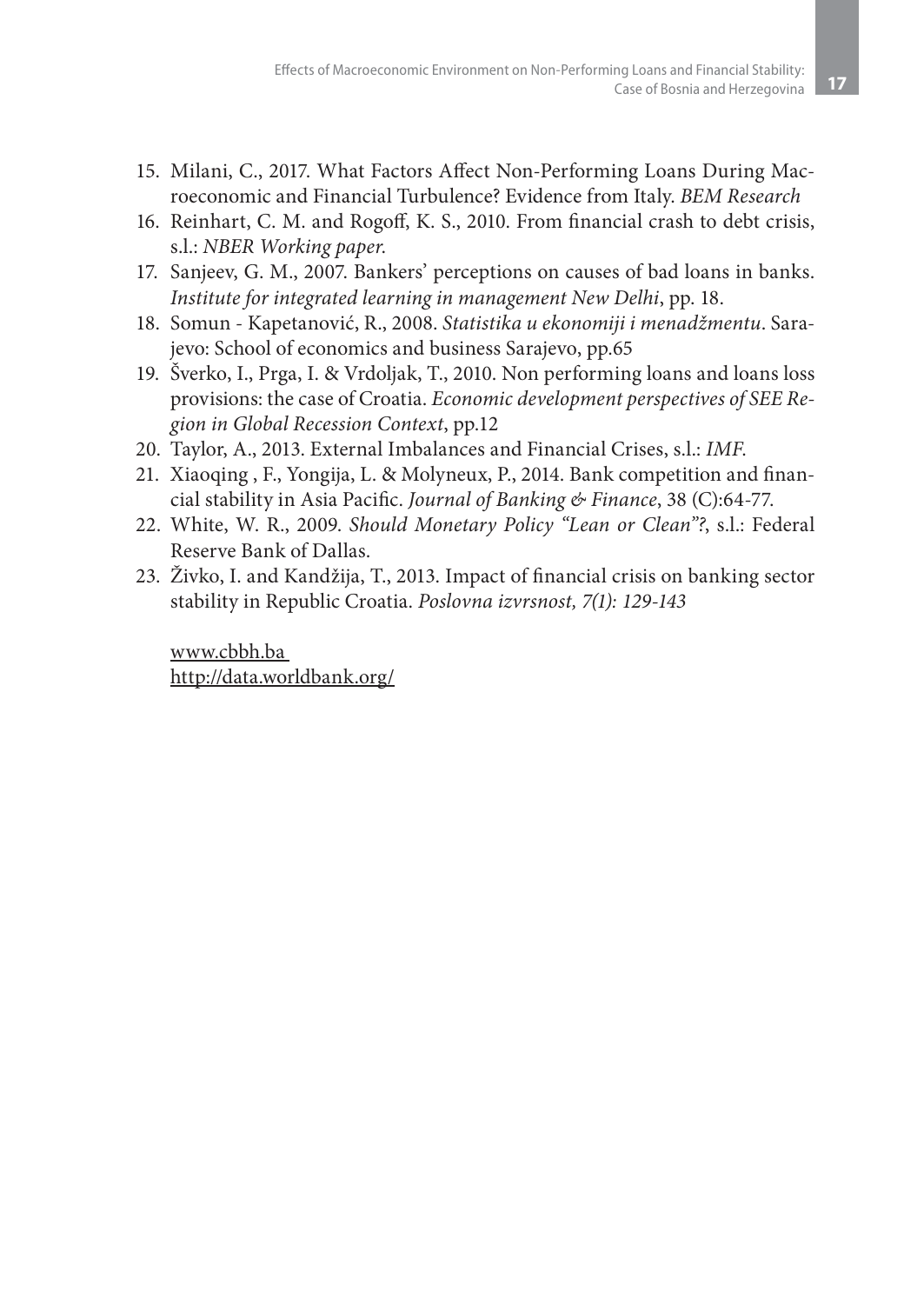15. Milani, C., 2017. What Factors Affect Non-Performing Loans During Macroeconomic and Financial Turbulence? Evidence from Italy. *BEM Research*
16. Reinhart, C. M. and Rogoff, K. S., 2010. From financial crash to debt crisis, s.l.: *NBER Working paper.*
17. Sanjeev, G. M., 2007. Bankers' perceptions on causes of bad loans in banks. *Institute for integrated learning in management New Delhi*, pp. 18.
18. Somun - Kapetanović, R., 2008. *Statistika u ekonomiji i menadžmentu*. Sarajevo: School of economics and business Sarajevo, pp.65
19. Šverko, I., Prga, I. & Vrdoljak, T., 2010. Non performing loans and loans loss provisions: the case of Croatia. *Economic development perspectives of SEE Region in Global Recession Context*, pp.12
20. Taylor, A., 2013. External Imbalances and Financial Crises, s.l.: *IMF.*
21. Xiaoqing , F., Yongija, L. & Molyneux, P., 2014. Bank competition and financial stability in Asia Pacific. *Journal of Banking & Finance*, 38 (C):64-77.
22. White, W. R., 2009. *Should Monetary Policy "Lean or Clean"?*, s.l.: Federal Reserve Bank of Dallas.
23. Živko, I. and Kandžija, T., 2013. Impact of financial crisis on banking sector stability in Republic Croatia. *Poslovna izvrsnost, 7(1): 129-143*

www.cbbh.ba
http://data.worldbank.org/